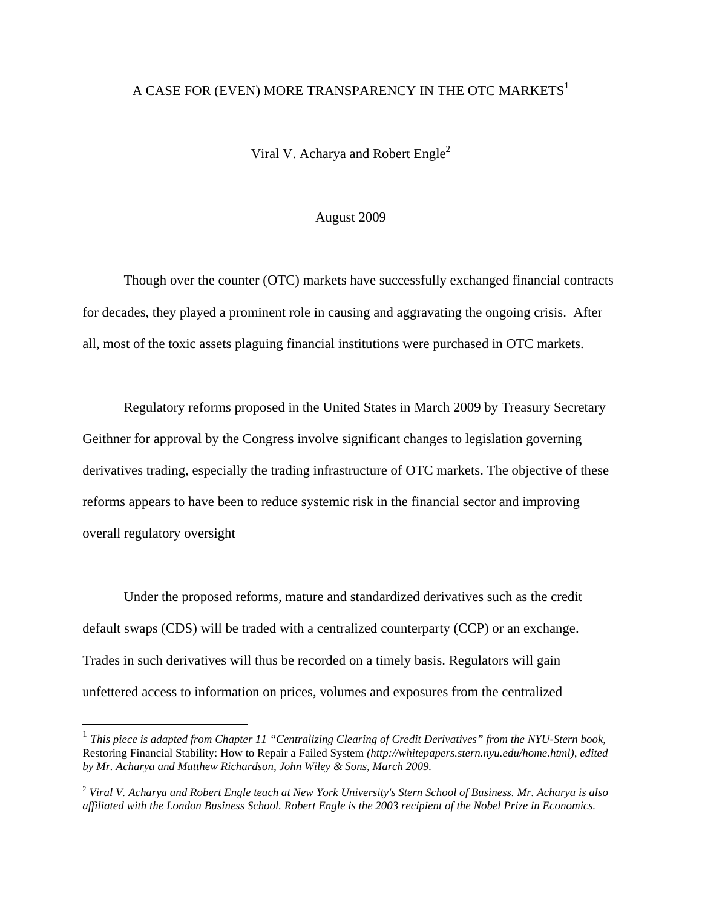# A CASE FOR (EVEN) MORE TRANSPARENCY IN THE OTC MARKETS[1]

Viral V. Acharya and Robert Engle[2]

August 2009

Though over the counter (OTC) markets have successfully exchanged financial contracts for decades, they played a prominent role in causing and aggravating the ongoing crisis. After all, most of the toxic assets plaguing financial institutions were purchased in OTC markets.

Regulatory reforms proposed in the United States in March 2009 by Treasury Secretary Geithner for approval by the Congress involve significant changes to legislation governing derivatives trading, especially the trading infrastructure of OTC markets. The objective of these reforms appears to have been to reduce systemic risk in the financial sector and improving overall regulatory oversight

Under the proposed reforms, mature and standardized derivatives such as the credit default swaps (CDS) will be traded with a centralized counterparty (CCP) or an exchange. Trades in such derivatives will thus be recorded on a timely basis. Regulators will gain unfettered access to information on prices, volumes and exposures from the centralized

---

[1] *This piece is adapted from Chapter 11 "Centralizing Clearing of Credit Derivatives" from the NYU-Stern book,* Restoring Financial Stability: How to Repair a Failed System *(http://whitepapers.stern.nyu.edu/home.html), edited by Mr. Acharya and Matthew Richardson, John Wiley & Sons, March 2009.*

[2] *Viral V. Acharya and Robert Engle teach at New York University's Stern School of Business. Mr. Acharya is also affiliated with the London Business School. Robert Engle is the 2003 recipient of the Nobel Prize in Economics.*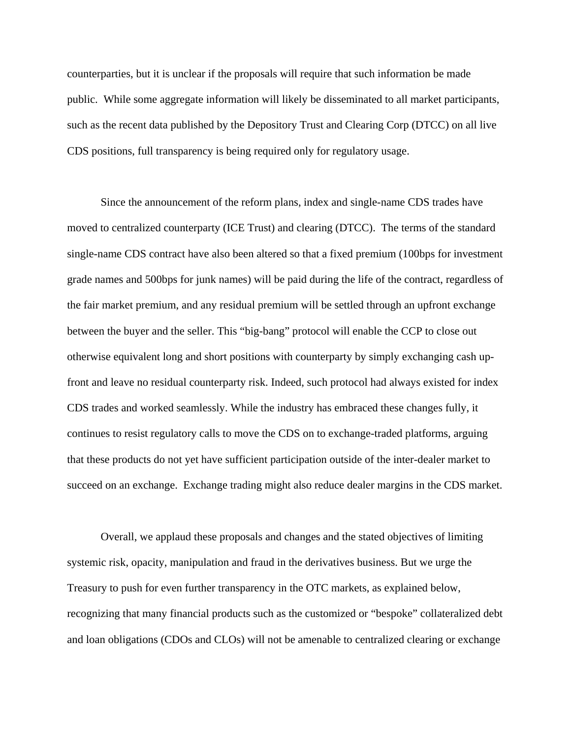counterparties, but it is unclear if the proposals will require that such information be made public. While some aggregate information will likely be disseminated to all market participants, such as the recent data published by the Depository Trust and Clearing Corp (DTCC) on all live CDS positions, full transparency is being required only for regulatory usage.

Since the announcement of the reform plans, index and single-name CDS trades have moved to centralized counterparty (ICE Trust) and clearing (DTCC). The terms of the standard single-name CDS contract have also been altered so that a fixed premium (100bps for investment grade names and 500bps for junk names) will be paid during the life of the contract, regardless of the fair market premium, and any residual premium will be settled through an upfront exchange between the buyer and the seller. This "big-bang" protocol will enable the CCP to close out otherwise equivalent long and short positions with counterparty by simply exchanging cash up-front and leave no residual counterparty risk. Indeed, such protocol had always existed for index CDS trades and worked seamlessly. While the industry has embraced these changes fully, it continues to resist regulatory calls to move the CDS on to exchange-traded platforms, arguing that these products do not yet have sufficient participation outside of the inter-dealer market to succeed on an exchange. Exchange trading might also reduce dealer margins in the CDS market.

Overall, we applaud these proposals and changes and the stated objectives of limiting systemic risk, opacity, manipulation and fraud in the derivatives business. But we urge the Treasury to push for even further transparency in the OTC markets, as explained below, recognizing that many financial products such as the customized or "bespoke" collateralized debt and loan obligations (CDOs and CLOs) will not be amenable to centralized clearing or exchange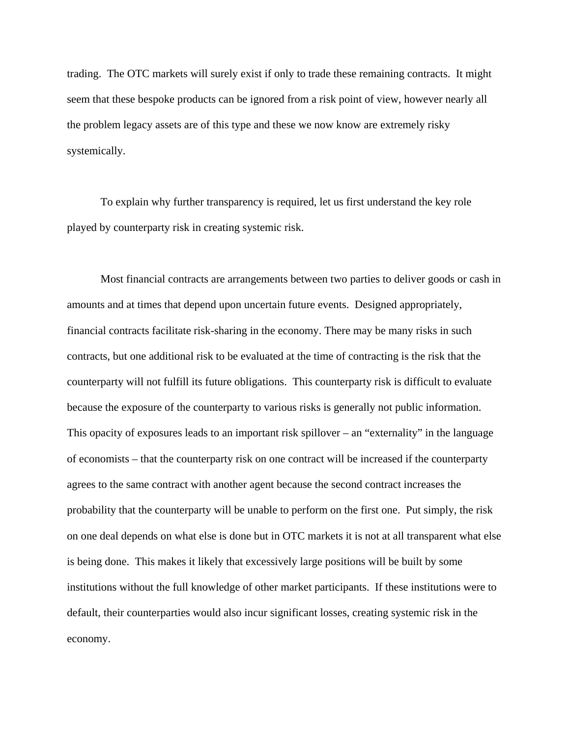trading. The OTC markets will surely exist if only to trade these remaining contracts. It might seem that these bespoke products can be ignored from a risk point of view, however nearly all the problem legacy assets are of this type and these we now know are extremely risky systemically.

To explain why further transparency is required, let us first understand the key role played by counterparty risk in creating systemic risk.

Most financial contracts are arrangements between two parties to deliver goods or cash in amounts and at times that depend upon uncertain future events. Designed appropriately, financial contracts facilitate risk-sharing in the economy. There may be many risks in such contracts, but one additional risk to be evaluated at the time of contracting is the risk that the counterparty will not fulfill its future obligations. This counterparty risk is difficult to evaluate because the exposure of the counterparty to various risks is generally not public information. This opacity of exposures leads to an important risk spillover – an "externality" in the language of economists – that the counterparty risk on one contract will be increased if the counterparty agrees to the same contract with another agent because the second contract increases the probability that the counterparty will be unable to perform on the first one. Put simply, the risk on one deal depends on what else is done but in OTC markets it is not at all transparent what else is being done. This makes it likely that excessively large positions will be built by some institutions without the full knowledge of other market participants. If these institutions were to default, their counterparties would also incur significant losses, creating systemic risk in the economy.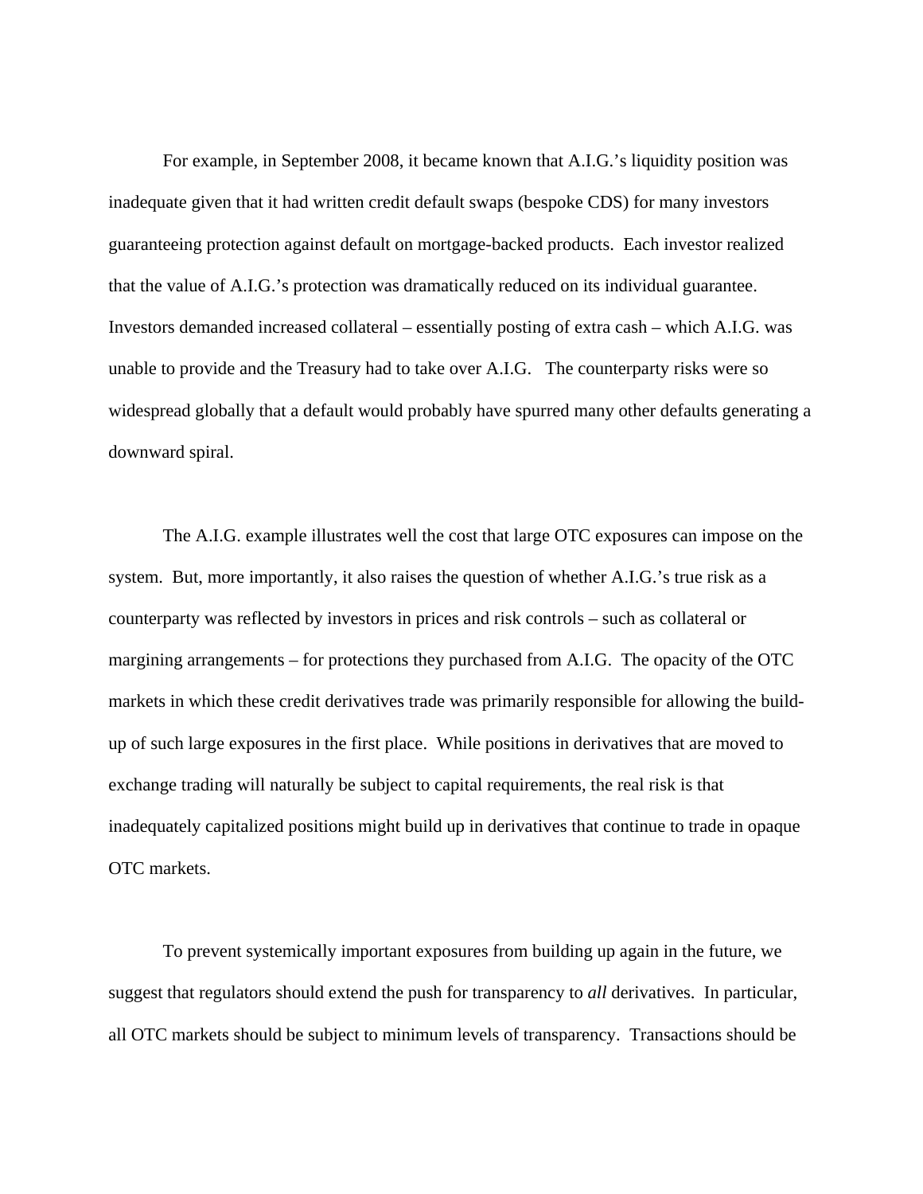For example, in September 2008, it became known that A.I.G.'s liquidity position was inadequate given that it had written credit default swaps (bespoke CDS) for many investors guaranteeing protection against default on mortgage-backed products. Each investor realized that the value of A.I.G.'s protection was dramatically reduced on its individual guarantee. Investors demanded increased collateral – essentially posting of extra cash – which A.I.G. was unable to provide and the Treasury had to take over A.I.G. The counterparty risks were so widespread globally that a default would probably have spurred many other defaults generating a downward spiral.

The A.I.G. example illustrates well the cost that large OTC exposures can impose on the system. But, more importantly, it also raises the question of whether A.I.G.'s true risk as a counterparty was reflected by investors in prices and risk controls – such as collateral or margining arrangements – for protections they purchased from A.I.G. The opacity of the OTC markets in which these credit derivatives trade was primarily responsible for allowing the build-up of such large exposures in the first place. While positions in derivatives that are moved to exchange trading will naturally be subject to capital requirements, the real risk is that inadequately capitalized positions might build up in derivatives that continue to trade in opaque OTC markets.

To prevent systemically important exposures from building up again in the future, we suggest that regulators should extend the push for transparency to *all* derivatives. In particular, all OTC markets should be subject to minimum levels of transparency. Transactions should be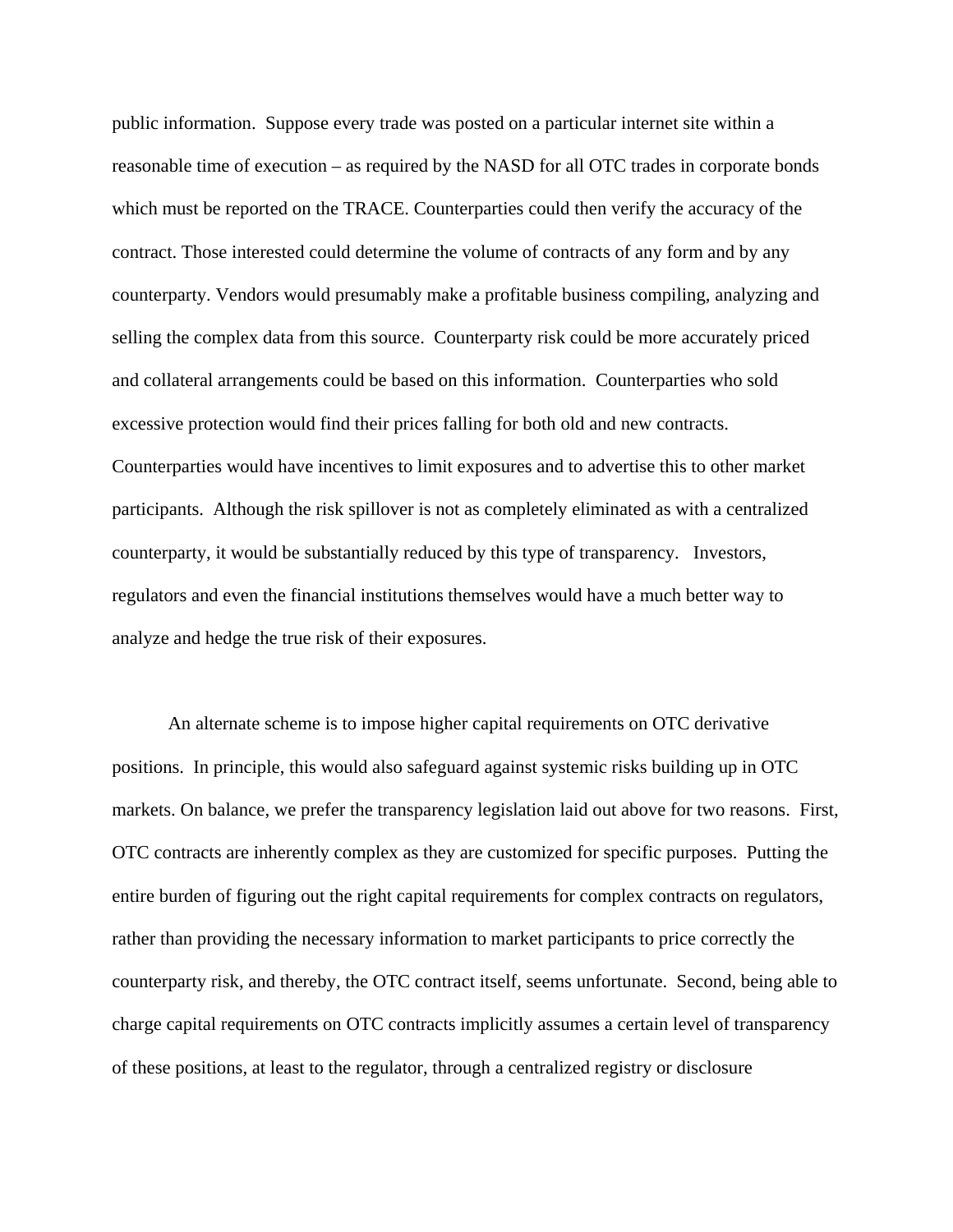public information. Suppose every trade was posted on a particular internet site within a reasonable time of execution – as required by the NASD for all OTC trades in corporate bonds which must be reported on the TRACE. Counterparties could then verify the accuracy of the contract. Those interested could determine the volume of contracts of any form and by any counterparty. Vendors would presumably make a profitable business compiling, analyzing and selling the complex data from this source. Counterparty risk could be more accurately priced and collateral arrangements could be based on this information. Counterparties who sold excessive protection would find their prices falling for both old and new contracts. Counterparties would have incentives to limit exposures and to advertise this to other market participants. Although the risk spillover is not as completely eliminated as with a centralized counterparty, it would be substantially reduced by this type of transparency. Investors, regulators and even the financial institutions themselves would have a much better way to analyze and hedge the true risk of their exposures.

An alternate scheme is to impose higher capital requirements on OTC derivative positions. In principle, this would also safeguard against systemic risks building up in OTC markets. On balance, we prefer the transparency legislation laid out above for two reasons. First, OTC contracts are inherently complex as they are customized for specific purposes. Putting the entire burden of figuring out the right capital requirements for complex contracts on regulators, rather than providing the necessary information to market participants to price correctly the counterparty risk, and thereby, the OTC contract itself, seems unfortunate. Second, being able to charge capital requirements on OTC contracts implicitly assumes a certain level of transparency of these positions, at least to the regulator, through a centralized registry or disclosure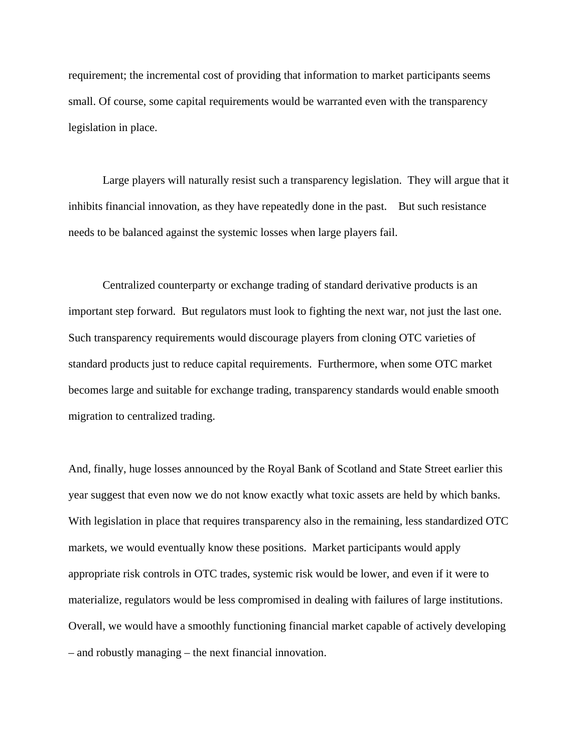requirement; the incremental cost of providing that information to market participants seems small. Of course, some capital requirements would be warranted even with the transparency legislation in place.

Large players will naturally resist such a transparency legislation. They will argue that it inhibits financial innovation, as they have repeatedly done in the past. But such resistance needs to be balanced against the systemic losses when large players fail.

Centralized counterparty or exchange trading of standard derivative products is an important step forward. But regulators must look to fighting the next war, not just the last one. Such transparency requirements would discourage players from cloning OTC varieties of standard products just to reduce capital requirements. Furthermore, when some OTC market becomes large and suitable for exchange trading, transparency standards would enable smooth migration to centralized trading.

And, finally, huge losses announced by the Royal Bank of Scotland and State Street earlier this year suggest that even now we do not know exactly what toxic assets are held by which banks. With legislation in place that requires transparency also in the remaining, less standardized OTC markets, we would eventually know these positions. Market participants would apply appropriate risk controls in OTC trades, systemic risk would be lower, and even if it were to materialize, regulators would be less compromised in dealing with failures of large institutions. Overall, we would have a smoothly functioning financial market capable of actively developing – and robustly managing – the next financial innovation.